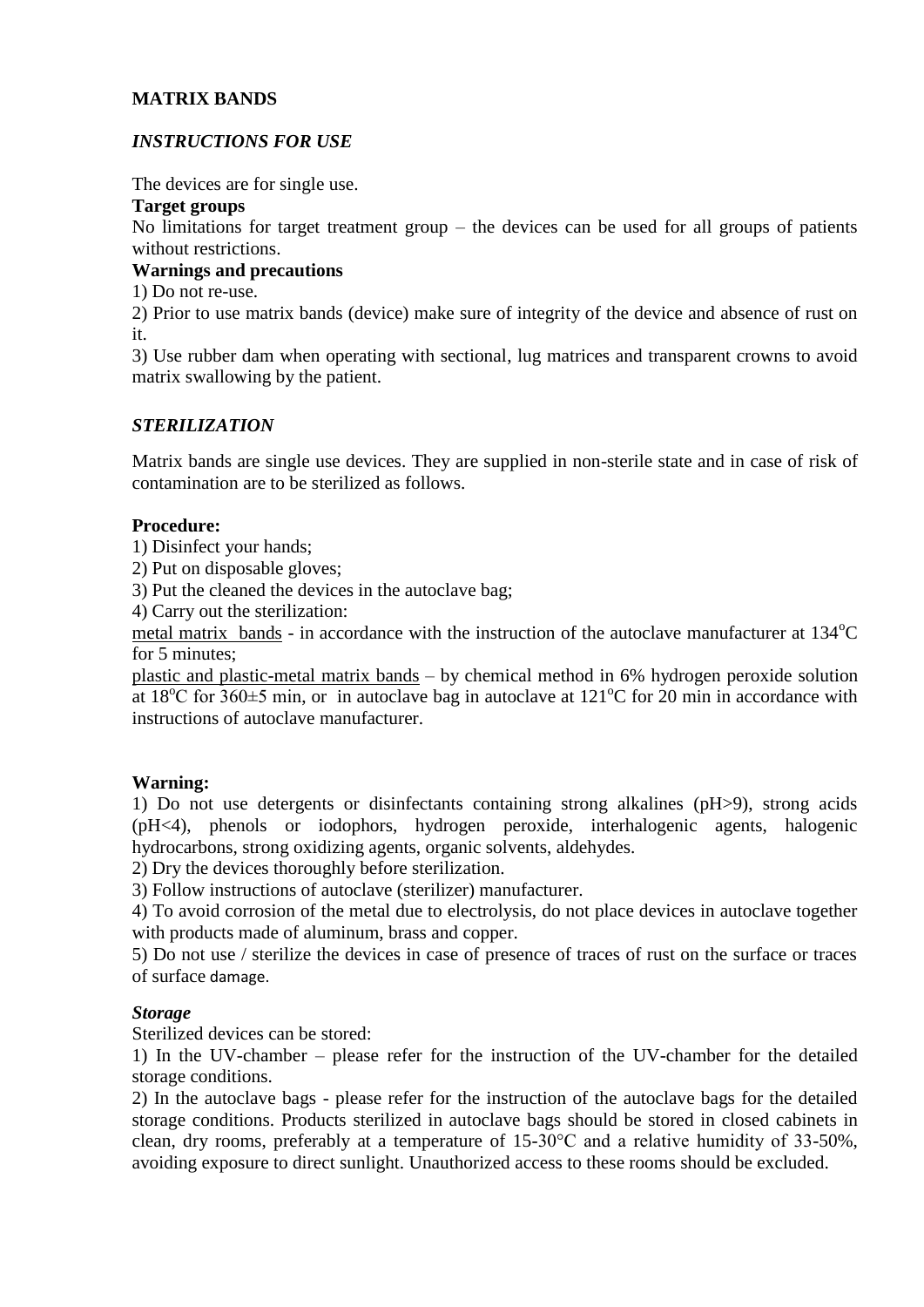# MATRIX BANDS

## *INSTRUCTIONS FOR USE*

The devices are for single use.

**Target groups**

No limitations for target treatment group – the devices can be used for all groups of patients without restrictions.

**Warnings and precautions**

1) Do not re-use.

2) Prior to use matrix bands (device) make sure of integrity of the device and absence of rust on it.

3) Use rubber dam when operating with sectional, lug matrices and transparent crowns to avoid matrix swallowing by the patient.

## *STERILIZATION*

Matrix bands are single use devices. They are supplied in non-sterile state and in case of risk of contamination are to be sterilized as follows.

**Procedure:**

1) Disinfect your hands;

2) Put on disposable gloves;

3) Put the cleaned the devices in the autoclave bag;

4) Carry out the sterilization:

metal matrix bands - in accordance with the instruction of the autoclave manufacturer at 134$^{o}$C for 5 minutes;

plastic and plastic-metal matrix bands – by chemical method in 6% hydrogen peroxide solution at 18$^{o}$C for 360±5 min, or in autoclave bag in autoclave at 121$^{o}$C for 20 min in accordance with instructions of autoclave manufacturer.

**Warning:**

1) Do not use detergents or disinfectants containing strong alkalines (pH>9), strong acids (pH<4), phenols or iodophors, hydrogen peroxide, interhalogenic agents, halogenic hydrocarbons, strong oxidizing agents, organic solvents, aldehydes.

2) Dry the devices thoroughly before sterilization.

3) Follow instructions of autoclave (sterilizer) manufacturer.

4) To avoid corrosion of the metal due to electrolysis, do not place devices in autoclave together with products made of aluminum, brass and copper.

5) Do not use / sterilize the devices in case of presence of traces of rust on the surface or traces of surface damage.

### *Storage*

Sterilized devices can be stored:

1) In the UV-chamber – please refer for the instruction of the UV-chamber for the detailed storage conditions.

2) In the autoclave bags - please refer for the instruction of the autoclave bags for the detailed storage conditions. Products sterilized in autoclave bags should be stored in closed cabinets in clean, dry rooms, preferably at a temperature of 15-30°C and a relative humidity of 33-50%, avoiding exposure to direct sunlight. Unauthorized access to these rooms should be excluded.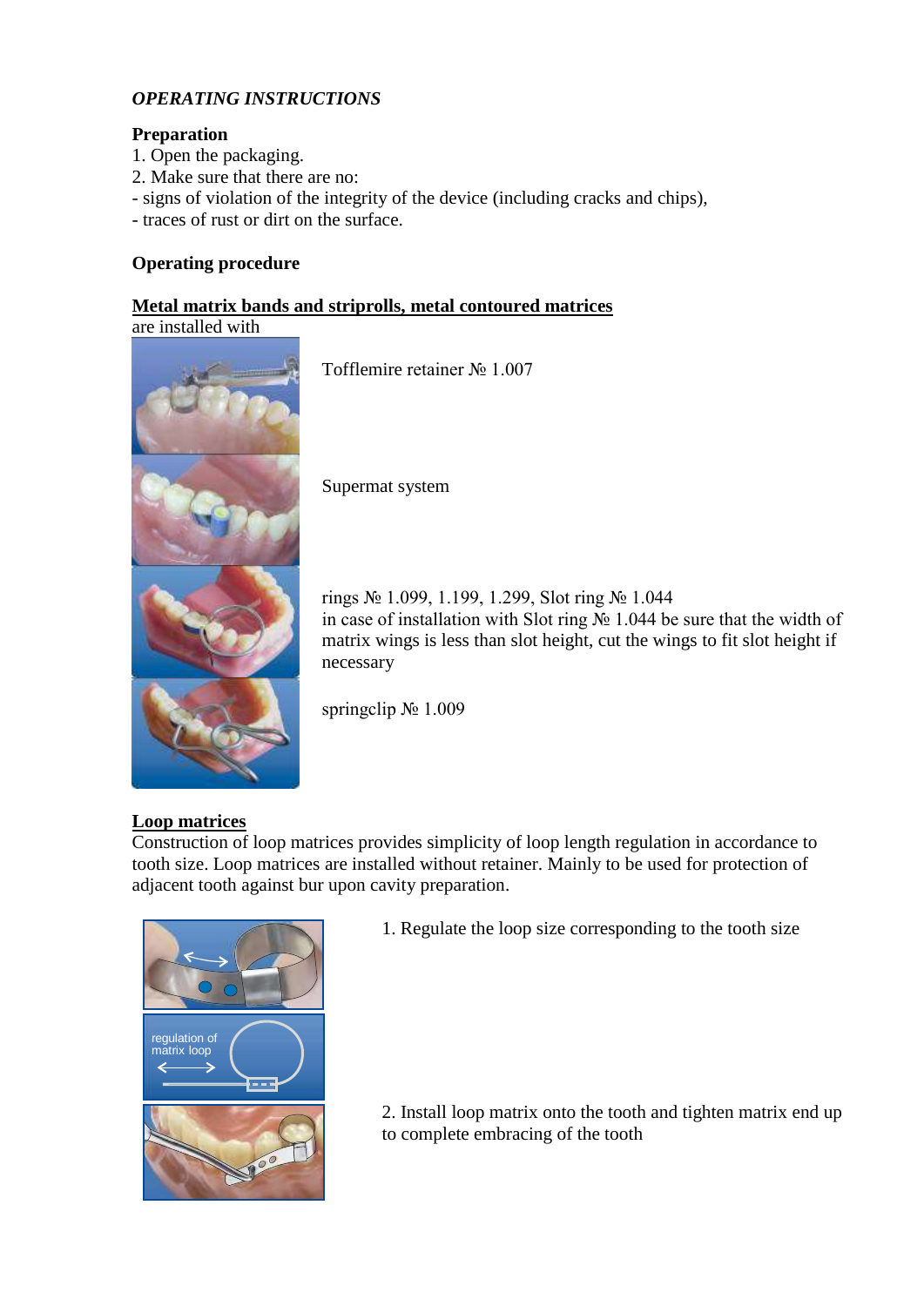*OPERATING INSTRUCTIONS*

**Preparation**

1. Open the packaging.
2. Make sure that there are no:

- signs of violation of the integrity of the device (including cracks and chips),
- traces of rust or dirt on the surface.

**Operating procedure**

**Metal matrix bands and striprolls, metal contoured matrices**

are installed with

Tofflemire retainer № 1.007

Supermat system

rings № 1.099, 1.199, 1.299, Slot ring № 1.044
in case of installation with Slot ring № 1.044 be sure that the width of matrix wings is less than slot height, cut the wings to fit slot height if necessary

springclip № 1.009

**Loop matrices**

Construction of loop matrices provides simplicity of loop length regulation in accordance to tooth size. Loop matrices are installed without retainer. Mainly to be used for protection of adjacent tooth against bur upon cavity preparation.

1. Regulate the loop size corresponding to the tooth size

regulation of matrix loop

2. Install loop matrix onto the tooth and tighten matrix end up to complete embracing of the tooth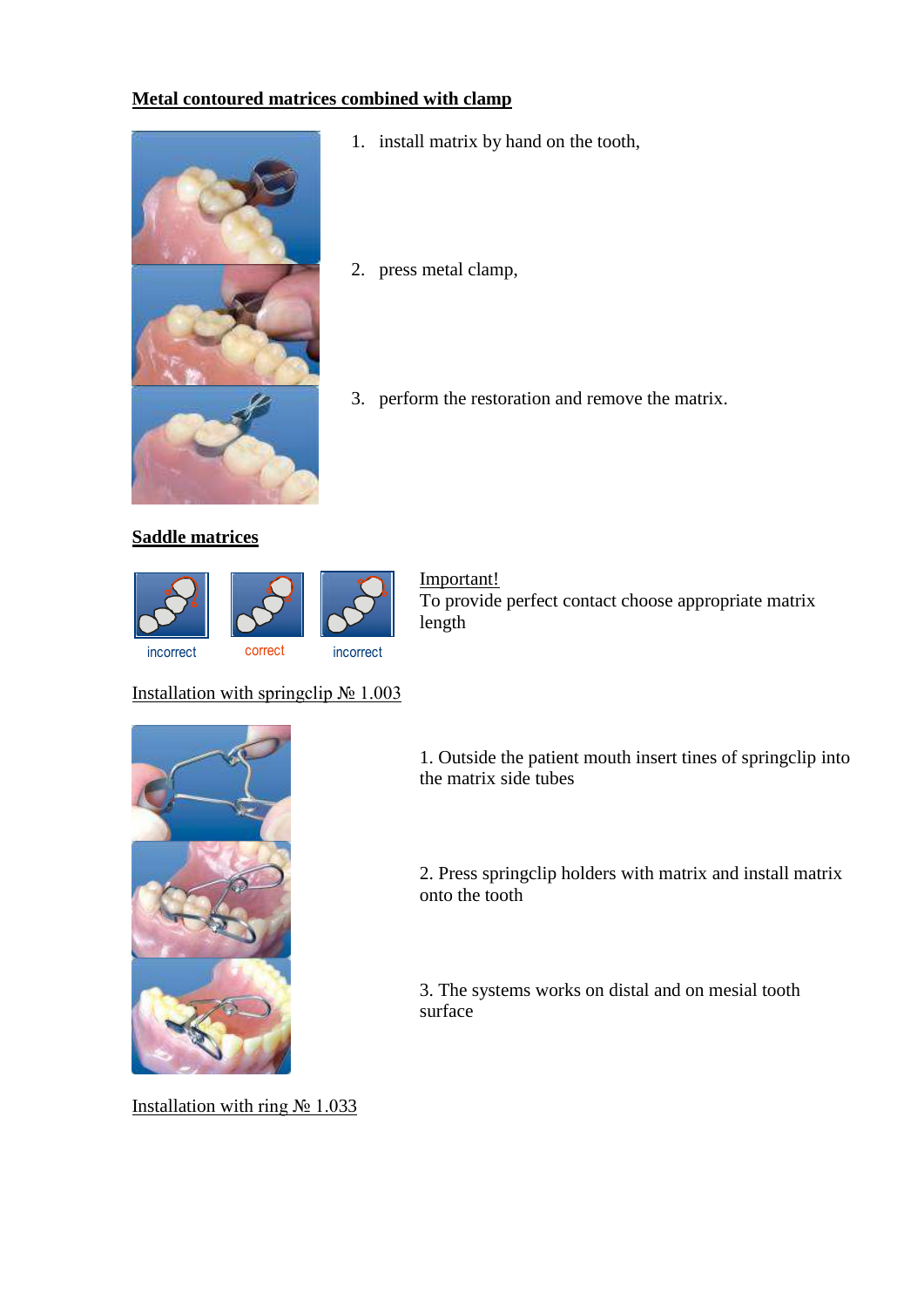## Metal contoured matrices combined with clamp

1. install matrix by hand on the tooth,
2. press metal clamp,
3. perform the restoration and remove the matrix.

## Saddle matrices

incorrect correct incorrect

Important!
To provide perfect contact choose appropriate matrix length

Installation with springclip № 1.003

1. Outside the patient mouth insert tines of springclip into the matrix side tubes

2. Press springclip holders with matrix and install matrix onto the tooth

3. The systems works on distal and on mesial tooth surface

Installation with ring № 1.033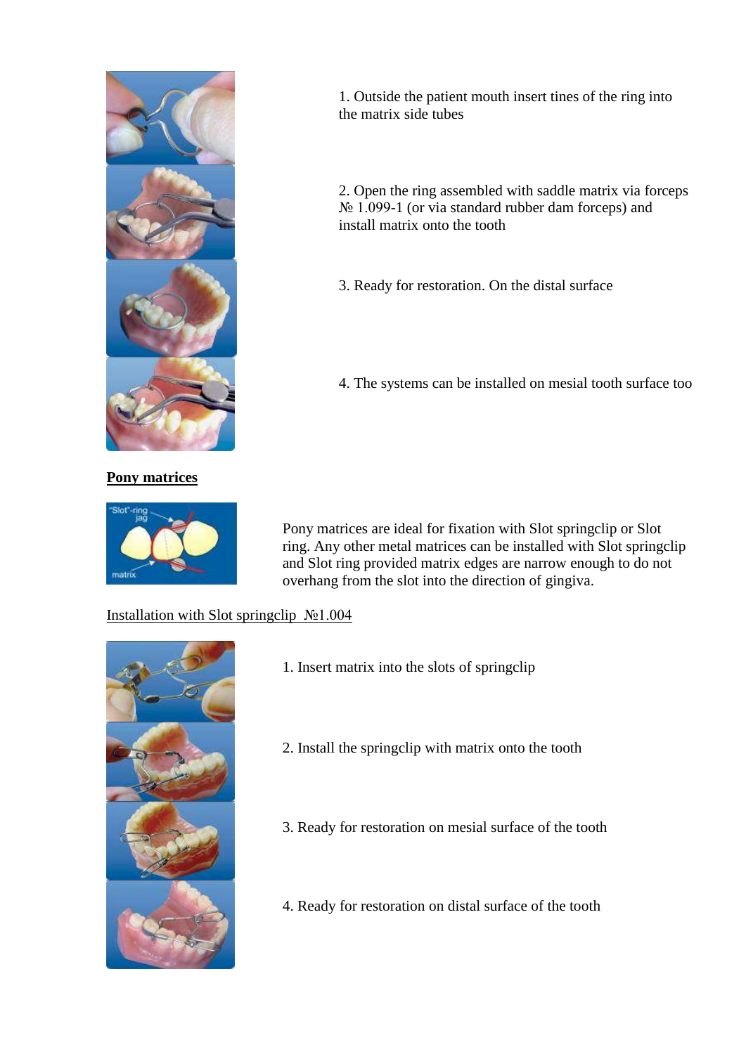1. Outside the patient mouth insert tines of the ring into the matrix side tubes

2. Open the ring assembled with saddle matrix via forceps № 1.099-1 (or via standard rubber dam forceps) and install matrix onto the tooth

3. Ready for restoration. On the distal surface

4. The systems can be installed on mesial tooth surface too

**Pony matrices**

Pony matrices are ideal for fixation with Slot springclip or Slot ring. Any other metal matrices can be installed with Slot springclip and Slot ring provided matrix edges are narrow enough to do not overhang from the slot into the direction of gingiva.

Installation with Slot springclip №1.004

1. Insert matrix into the slots of springclip

2. Install the springclip with matrix onto the tooth

3. Ready for restoration on mesial surface of the tooth

4. Ready for restoration on distal surface of the tooth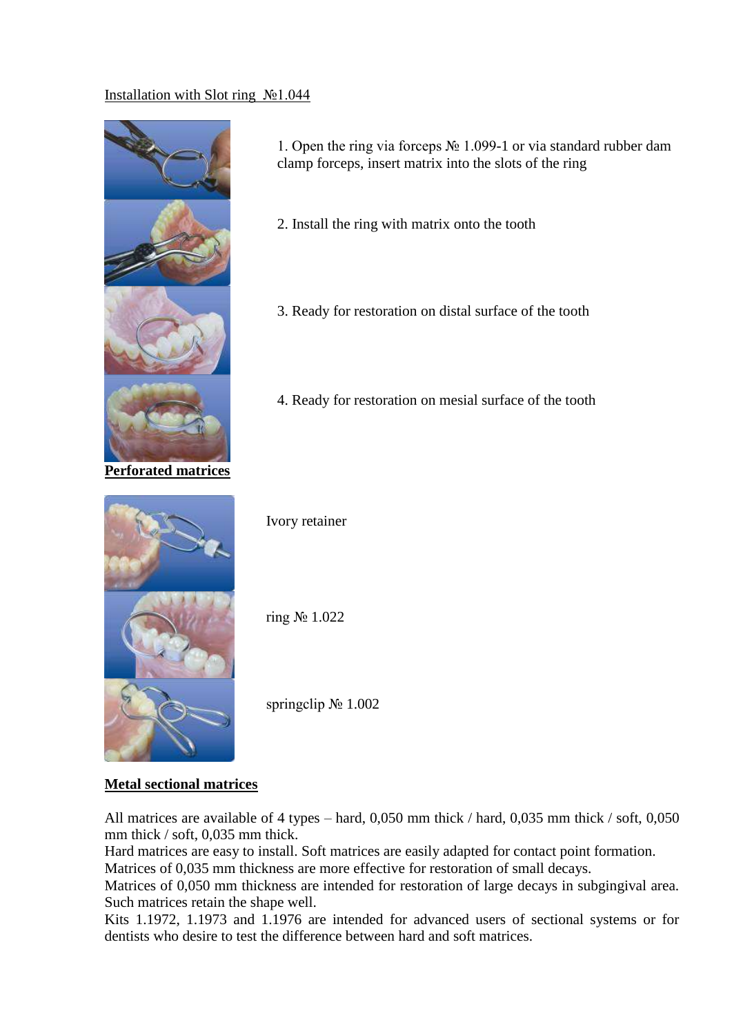Installation with Slot ring №1.044

1. Open the ring via forceps № 1.099-1 or via standard rubber dam clamp forceps, insert matrix into the slots of the ring

2. Install the ring with matrix onto the tooth

3. Ready for restoration on distal surface of the tooth

4. Ready for restoration on mesial surface of the tooth

**Perforated matrices**

Ivory retainer

ring № 1.022

springclip № 1.002

**Metal sectional matrices**

All matrices are available of 4 types – hard, 0,050 mm thick / hard, 0,035 mm thick / soft, 0,050 mm thick / soft, 0,035 mm thick.

Hard matrices are easy to install. Soft matrices are easily adapted for contact point formation.

Matrices of 0,035 mm thickness are more effective for restoration of small decays.

Matrices of 0,050 mm thickness are intended for restoration of large decays in subgingival area. Such matrices retain the shape well.

Kits 1.1972, 1.1973 and 1.1976 are intended for advanced users of sectional systems or for dentists who desire to test the difference between hard and soft matrices.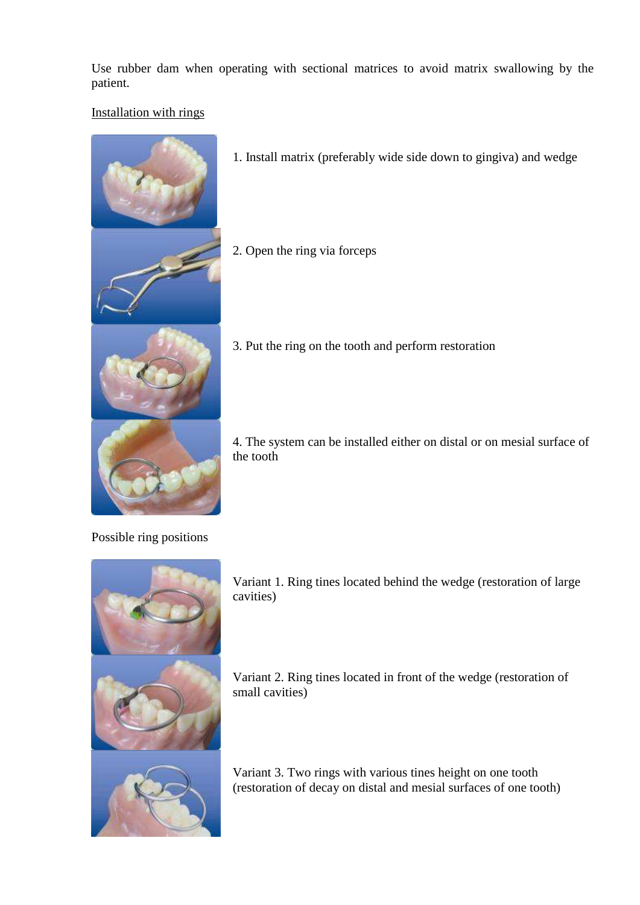Use rubber dam when operating with sectional matrices to avoid matrix swallowing by the patient.

Installation with rings

1. Install matrix (preferably wide side down to gingiva) and wedge

2. Open the ring via forceps

3. Put the ring on the tooth and perform restoration

4. The system can be installed either on distal or on mesial surface of the tooth

Possible ring positions

Variant 1. Ring tines located behind the wedge (restoration of large cavities)

Variant 2. Ring tines located in front of the wedge (restoration of small cavities)

Variant 3. Two rings with various tines height on one tooth (restoration of decay on distal and mesial surfaces of one tooth)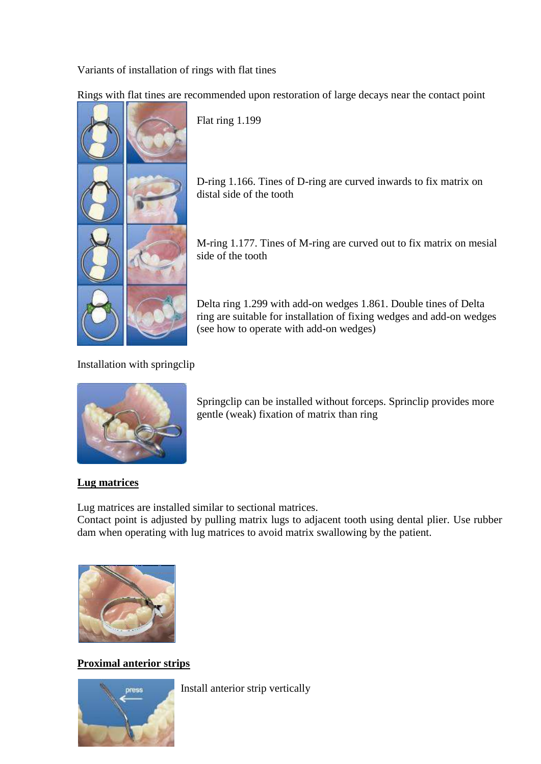Variants of installation of rings with flat tines

Rings with flat tines are recommended upon restoration of large decays near the contact point

Flat ring 1.199

D-ring 1.166. Tines of D-ring are curved inwards to fix matrix on distal side of the tooth

M-ring 1.177. Tines of M-ring are curved out to fix matrix on mesial side of the tooth

Delta ring 1.299 with add-on wedges 1.861. Double tines of Delta ring are suitable for installation of fixing wedges and add-on wedges (see how to operate with add-on wedges)

Installation with springclip

Springclip can be installed without forceps. Sprinclip provides more gentle (weak) fixation of matrix than ring

## Lug matrices

Lug matrices are installed similar to sectional matrices.
Contact point is adjusted by pulling matrix lugs to adjacent tooth using dental plier. Use rubber dam when operating with lug matrices to avoid matrix swallowing by the patient.

## Proximal anterior strips

Install anterior strip vertically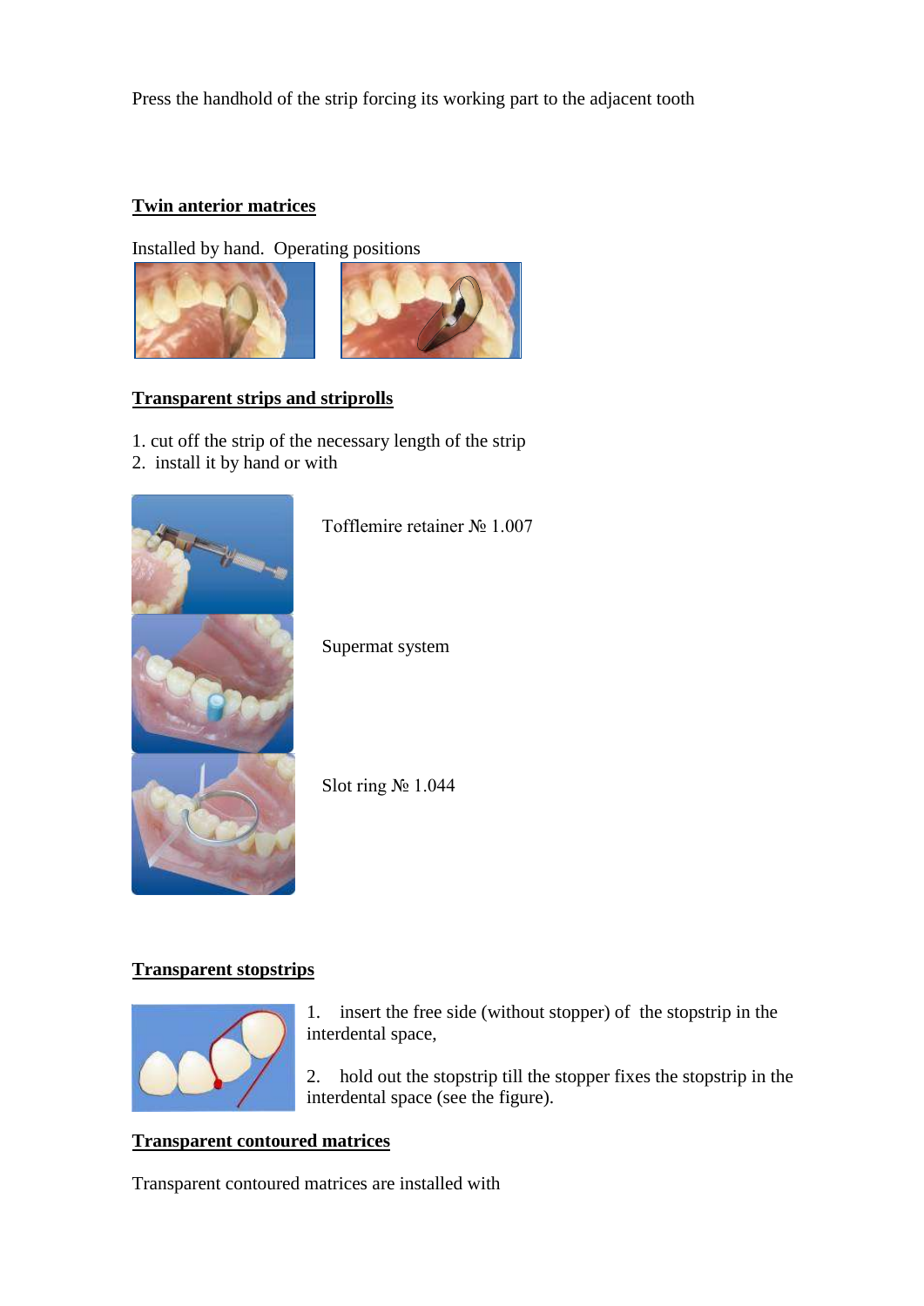Press the handhold of the strip forcing its working part to the adjacent tooth

**Twin anterior matrices**

Installed by hand. Operating positions

**Transparent strips and striprolls**

1. cut off the strip of the necessary length of the strip
2. install it by hand or with

Tofflemire retainer № 1.007

Supermat system

Slot ring № 1.044

**Transparent stopstrips**

1. insert the free side (without stopper) of the stopstrip in the interdental space,

2. hold out the stopstrip till the stopper fixes the stopstrip in the interdental space (see the figure).

**Transparent contoured matrices**

Transparent contoured matrices are installed with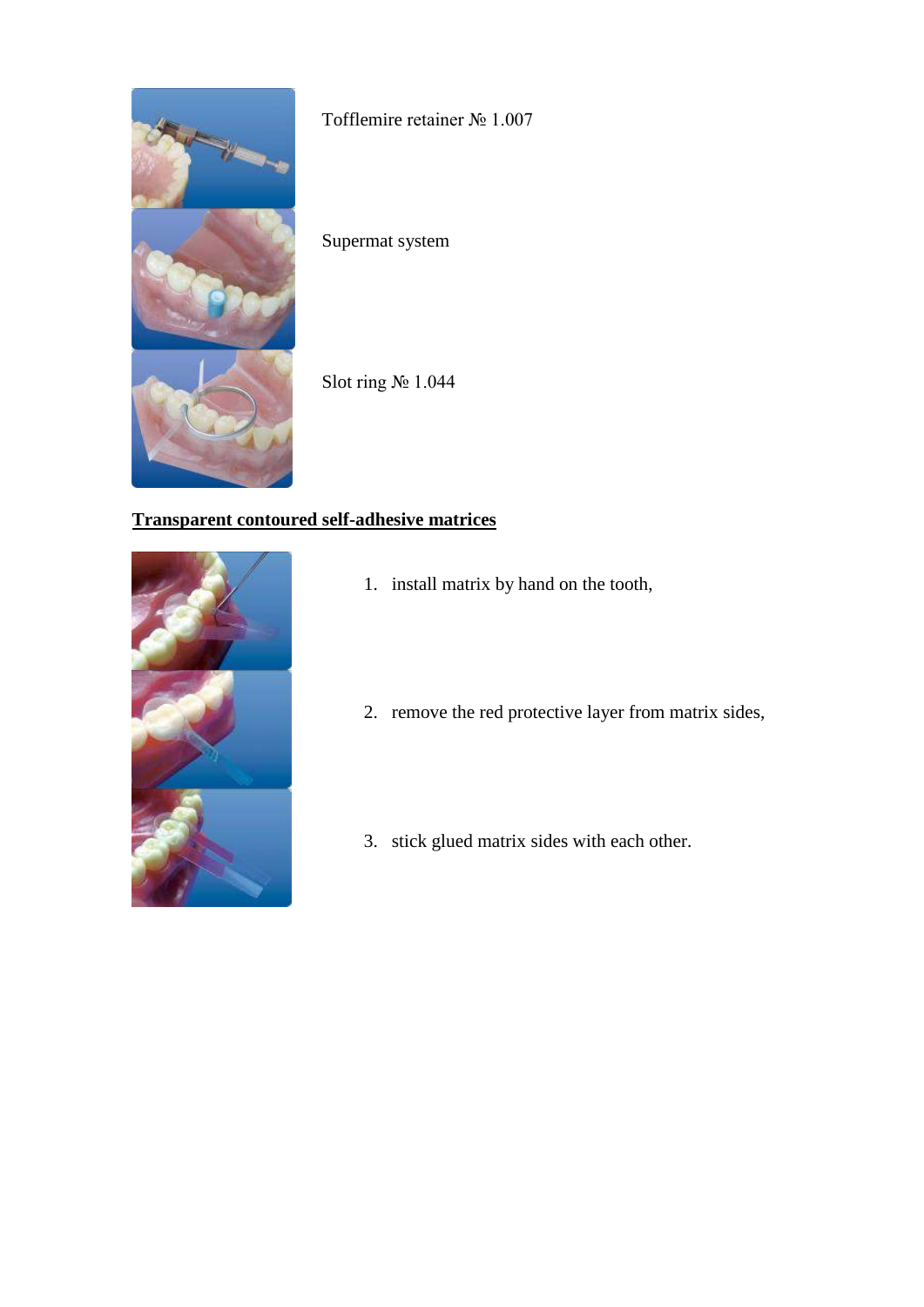Tofflemire retainer № 1.007

Supermat system

Slot ring № 1.044

**Transparent contoured self-adhesive matrices**

1. install matrix by hand on the tooth,
2. remove the red protective layer from matrix sides,
3. stick glued matrix sides with each other.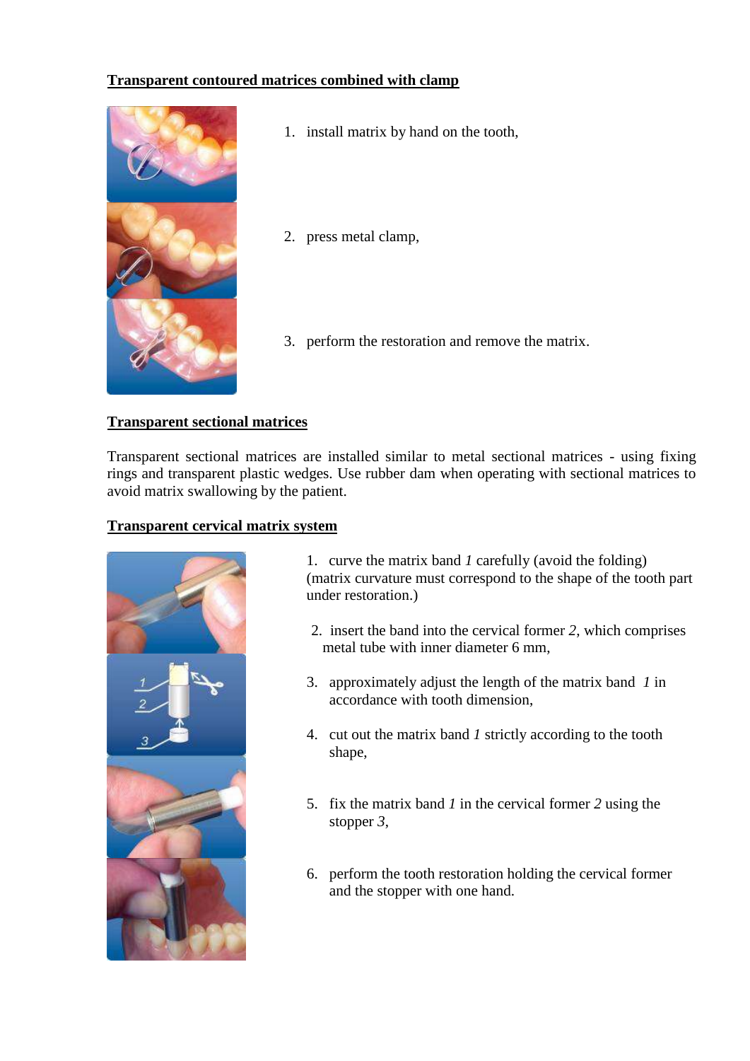## Transparent contoured matrices combined with clamp

1. install matrix by hand on the tooth,
2. press metal clamp,
3. perform the restoration and remove the matrix.

## Transparent sectional matrices

Transparent sectional matrices are installed similar to metal sectional matrices - using fixing rings and transparent plastic wedges. Use rubber dam when operating with sectional matrices to avoid matrix swallowing by the patient.

## Transparent cervical matrix system

1. curve the matrix band *1* carefully (avoid the folding) (matrix curvature must correspond to the shape of the tooth part under restoration.)
2. insert the band into the cervical former *2*, which comprises metal tube with inner diameter 6 mm,
3. approximately adjust the length of the matrix band *1* in accordance with tooth dimension,
4. cut out the matrix band *1* strictly according to the tooth shape,
5. fix the matrix band *1* in the cervical former *2* using the stopper *3*,
6. perform the tooth restoration holding the cervical former and the stopper with one hand.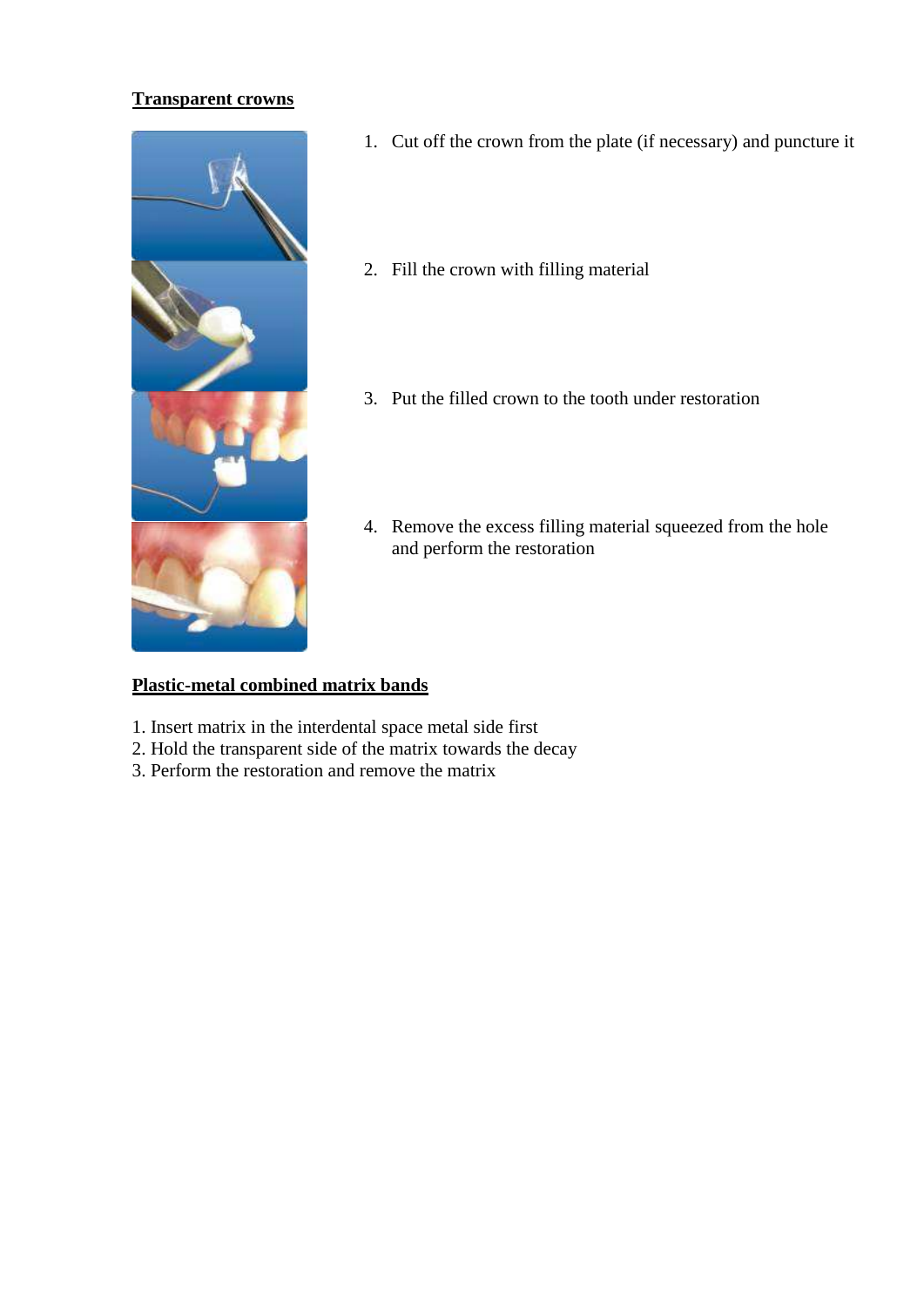**Transparent crowns**

1. Cut off the crown from the plate (if necessary) and puncture it
2. Fill the crown with filling material
3. Put the filled crown to the tooth under restoration
4. Remove the excess filling material squeezed from the hole and perform the restoration

**Plastic-metal combined matrix bands**

1. Insert matrix in the interdental space metal side first
2. Hold the transparent side of the matrix towards the decay
3. Perform the restoration and remove the matrix